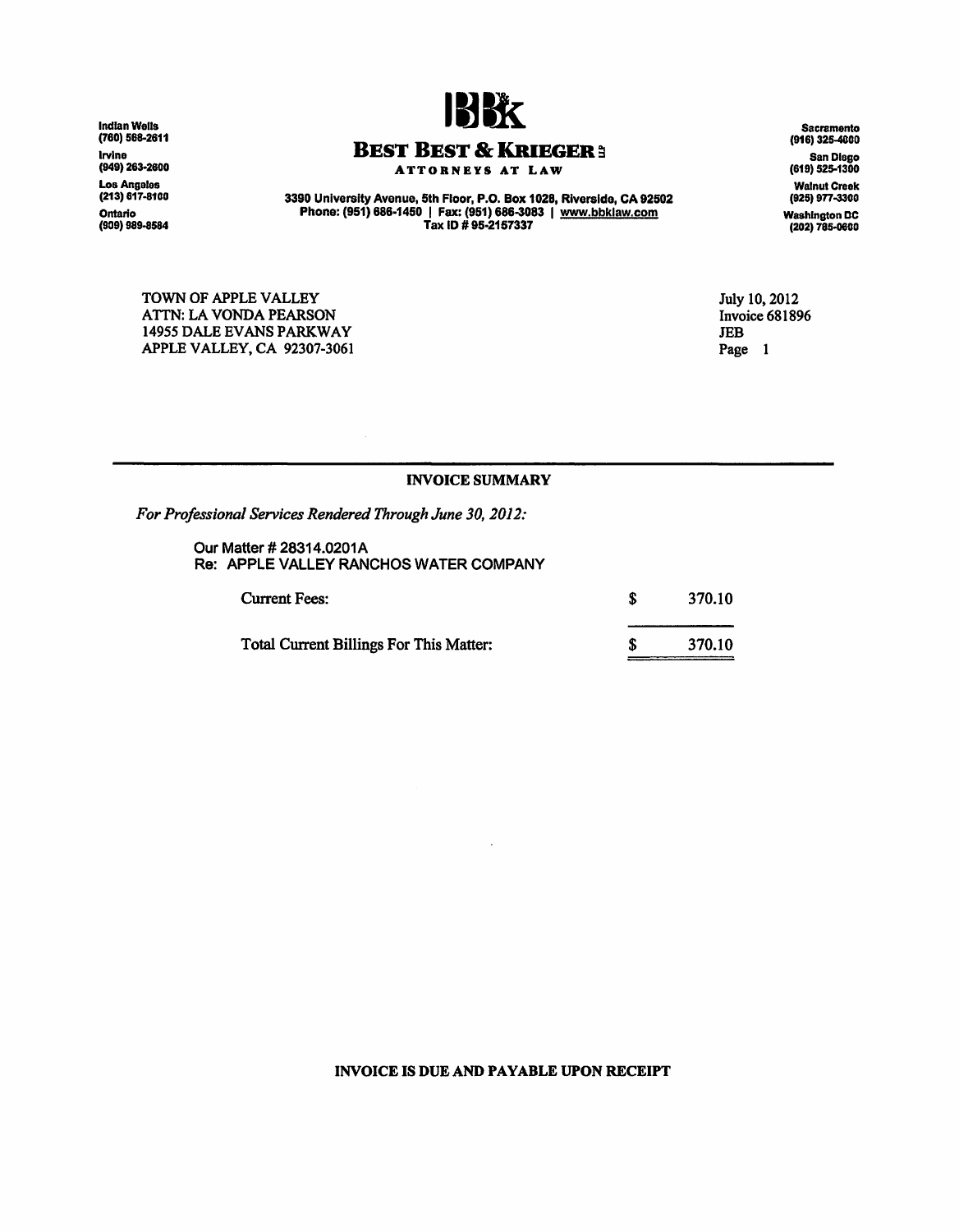**Indian Wells**
(760) 568-2611

**Irvine**
(949) 263-2600

**Los Angeles**
(213) 617-8100

**Ontario**
(909) 989-8584

# BEST BEST & KRIEGER

**ATTORNEYS AT LAW**

3390 University Avenue, 5th Floor, P.O. Box 1028, Riverside, CA 92502
Phone: (951) 686-1450 | Fax: (951) 686-3083 | www.bbklaw.com
Tax ID # 95-2157337

**Sacramento**
(916) 325-4000

**San Diego**
(619) 525-1300

**Walnut Creek**
(925) 977-3300

**Washington DC**
(202) 785-0600

TOWN OF APPLE VALLEY
ATTN: LA VONDA PEARSON
14955 DALE EVANS PARKWAY
APPLE VALLEY, CA 92307-3061

July 10, 2012
Invoice 681896
JEB
Page 1

## INVOICE SUMMARY

*For Professional Services Rendered Through June 30, 2012:*

Our Matter # 28314.0201A
Re: APPLE VALLEY RANCHOS WATER COMPANY

| | | |
|---|---|---|
| Current Fees: | $ | 370.10 |
| Total Current Billings For This Matter: | $ | 370.10 |

**INVOICE IS DUE AND PAYABLE UPON RECEIPT**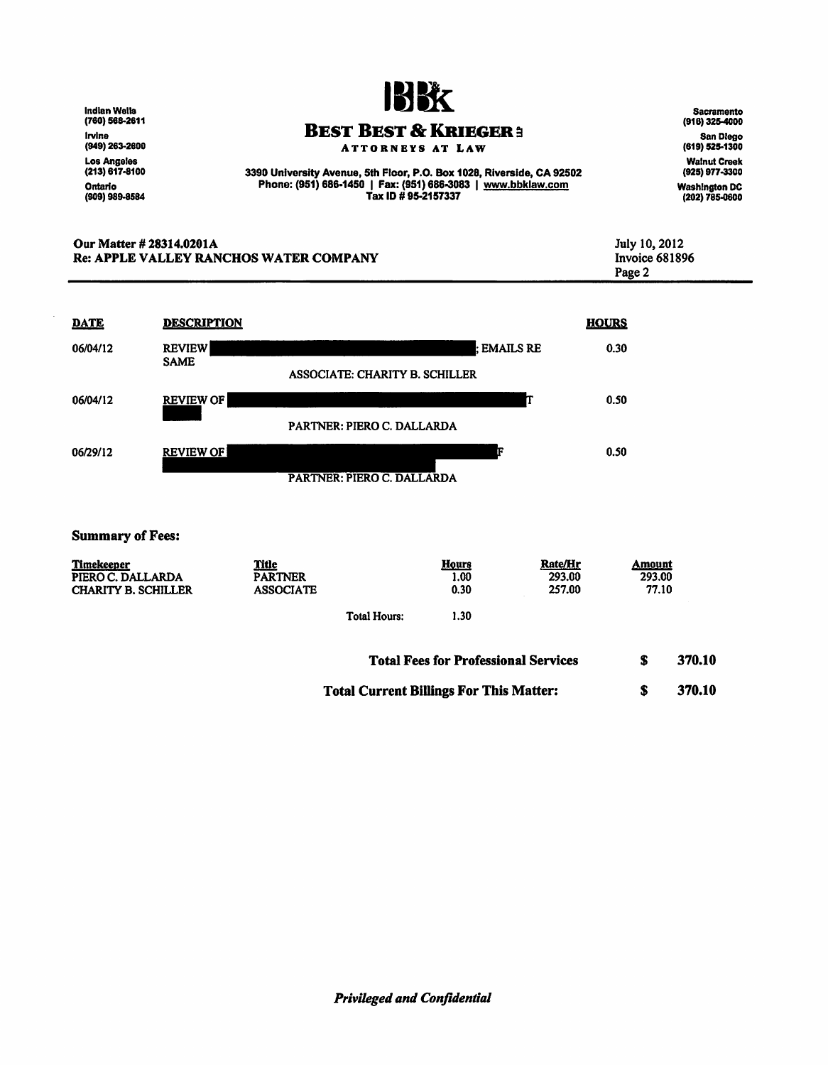**BEST BEST & KRIEGER**

**ATTORNEYS AT LAW**

Indian Wells (760) 568-2611
Irvine (949) 263-2600
Los Angeles (213) 617-8100
Ontario (909) 989-8584

3390 University Avenue, 5th Floor, P.O. Box 1028, Riverside, CA 92502
Phone: (951) 686-1450 | Fax: (951) 686-3083 | www.bbklaw.com
Tax ID # 95-2157337

Sacramento (916) 325-4000
San Diego (619) 525-1300
Walnut Creek (925) 977-3300
Washington DC (202) 785-0600

**Our Matter # 28314.0201A**
**Re: APPLE VALLEY RANCHOS WATER COMPANY**

July 10, 2012
Invoice 681896

| DATE | DESCRIPTION | HOURS |
|---|---|---|
| 06/04/12 | REVIEW [REDACTED]; EMAILS RE SAME<br>ASSOCIATE: CHARITY B. SCHILLER | 0.30 |
| 06/04/12 | REVIEW OF [REDACTED]T [REDACTED]<br>PARTNER: PIERO C. DALLARDA | 0.50 |
| 06/29/12 | REVIEW OF [REDACTED]F [REDACTED]<br>PARTNER: PIERO C. DALLARDA | 0.50 |

### Summary of Fees:

| Timekeeper | Title | Hours | Rate/Hr | Amount |
|---|---|---|---|---|
| PIERO C. DALLARDA | PARTNER | 1.00 | 293.00 | 293.00 |
| CHARITY B. SCHILLER | ASSOCIATE | 0.30 | 257.00 | 77.10 |
| | Total Hours: | 1.30 | | |

**Total Fees for Professional Services $ 370.10**

**Total Current Billings For This Matter: $ 370.10**

*Privileged and Confidential*